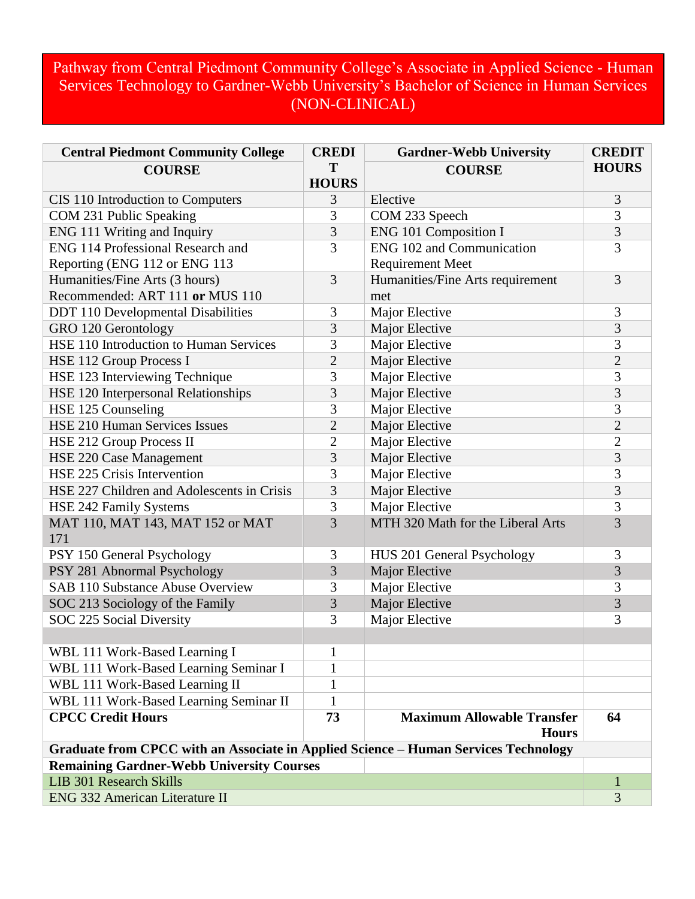# Pathway from Central Piedmont Community College's Associate in Applied Science - Human Services Technology to Gardner-Webb University's Bachelor of Science in Human Services (NON-CLINICAL)

| Central Piedmont Community College COURSE | CREDIT HOURS | Gardner-Webb University COURSE | CREDIT HOURS |
|---|---|---|---|
| CIS 110 Introduction to Computers | 3 | Elective | 3 |
| COM 231 Public Speaking | 3 | COM 233 Speech | 3 |
| ENG 111 Writing and Inquiry | 3 | ENG 101 Composition I | 3 |
| ENG 114 Professional Research and Reporting (ENG 112 or ENG 113 | 3 | ENG 102 and Communication Requirement Meet | 3 |
| Humanities/Fine Arts (3 hours) Recommended: ART 111 **or** MUS 110 | 3 | Humanities/Fine Arts requirement met | 3 |
| DDT 110 Developmental Disabilities | 3 | Major Elective | 3 |
| GRO 120 Gerontology | 3 | Major Elective | 3 |
| HSE 110 Introduction to Human Services | 3 | Major Elective | 3 |
| HSE 112 Group Process I | 2 | Major Elective | 2 |
| HSE 123 Interviewing Technique | 3 | Major Elective | 3 |
| HSE 120 Interpersonal Relationships | 3 | Major Elective | 3 |
| HSE 125 Counseling | 3 | Major Elective | 3 |
| HSE 210 Human Services Issues | 2 | Major Elective | 2 |
| HSE 212 Group Process II | 2 | Major Elective | 2 |
| HSE 220 Case Management | 3 | Major Elective | 3 |
| HSE 225 Crisis Intervention | 3 | Major Elective | 3 |
| HSE 227 Children and Adolescents in Crisis | 3 | Major Elective | 3 |
| HSE 242 Family Systems | 3 | Major Elective | 3 |
| MAT 110, MAT 143, MAT 152 or MAT 171 | 3 | MTH 320 Math for the Liberal Arts | 3 |
| PSY 150 General Psychology | 3 | HUS 201 General Psychology | 3 |
| PSY 281 Abnormal Psychology | 3 | Major Elective | 3 |
| SAB 110 Substance Abuse Overview | 3 | Major Elective | 3 |
| SOC 213 Sociology of the Family | 3 | Major Elective | 3 |
| SOC 225 Social Diversity | 3 | Major Elective | 3 |
| | | | |
| WBL 111 Work-Based Learning I | 1 | | |
| WBL 111 Work-Based Learning Seminar I | 1 | | |
| WBL 111 Work-Based Learning II | 1 | | |
| WBL 111 Work-Based Learning Seminar II | 1 | | |
| **CPCC Credit Hours** | **73** | **Maximum Allowable Transfer Hours** | **64** |
| **Graduate from CPCC with an Associate in Applied Science – Human Services Technology** | | | |
| **Remaining Gardner-Webb University Courses** | | | |
| LIB 301 Research Skills | | | 1 |
| ENG 332 American Literature II | | | 3 |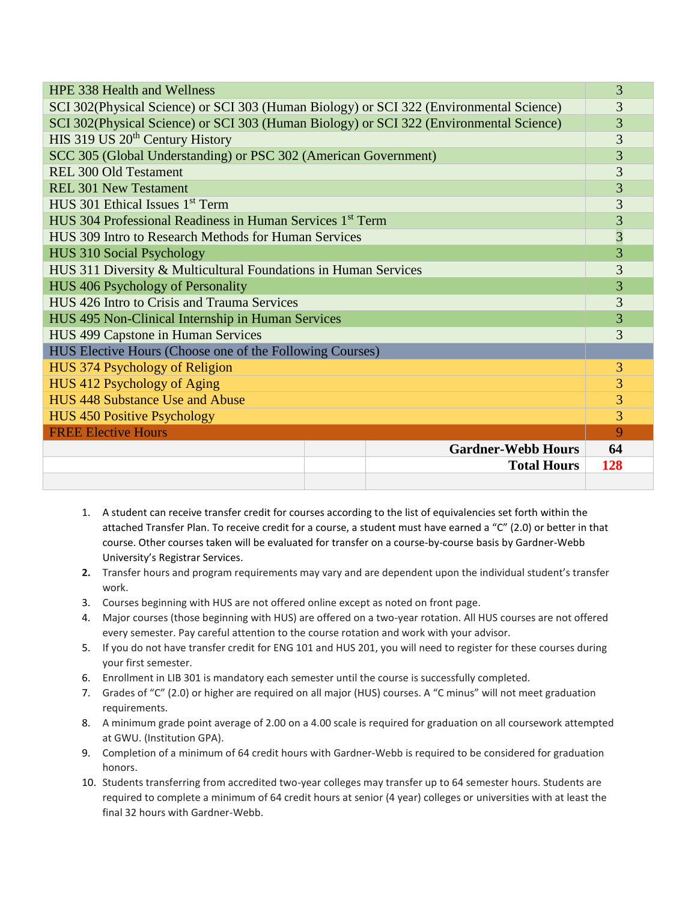| Course | Hours |
|---|---|
| HPE 338 Health and Wellness | 3 |
| SCI 302(Physical Science) or SCI 303 (Human Biology) or SCI 322 (Environmental Science) | 3 |
| SCI 302(Physical Science) or SCI 303 (Human Biology) or SCI 322 (Environmental Science) | 3 |
| HIS 319 US 20th Century History | 3 |
| SCC 305 (Global Understanding) or PSC 302 (American Government) | 3 |
| REL 300 Old Testament | 3 |
| REL 301 New Testament | 3 |
| HUS 301 Ethical Issues 1st Term | 3 |
| HUS 304 Professional Readiness in Human Services 1st Term | 3 |
| HUS 309 Intro to Research Methods for Human Services | 3 |
| HUS 310 Social Psychology | 3 |
| HUS 311 Diversity & Multicultural Foundations in Human Services | 3 |
| HUS 406 Psychology of Personality | 3 |
| HUS 426 Intro to Crisis and Trauma Services | 3 |
| HUS 495 Non-Clinical Internship in Human Services | 3 |
| HUS 499 Capstone in Human Services | 3 |
| HUS Elective Hours (Choose one of the Following Courses) | |
| HUS 374 Psychology of Religion | 3 |
| HUS 412 Psychology of Aging | 3 |
| HUS 448 Substance Use and Abuse | 3 |
| HUS 450 Positive Psychology | 3 |
| FREE Elective Hours | 9 |
| **Gardner-Webb Hours** | **64** |
| **Total Hours** | **128** |

1. A student can receive transfer credit for courses according to the list of equivalencies set forth within the attached Transfer Plan. To receive credit for a course, a student must have earned a "C" (2.0) or better in that course. Other courses taken will be evaluated for transfer on a course-by-course basis by Gardner-Webb University's Registrar Services.
2. Transfer hours and program requirements may vary and are dependent upon the individual student's transfer work.
3. Courses beginning with HUS are not offered online except as noted on front page.
4. Major courses (those beginning with HUS) are offered on a two-year rotation. All HUS courses are not offered every semester. Pay careful attention to the course rotation and work with your advisor.
5. If you do not have transfer credit for ENG 101 and HUS 201, you will need to register for these courses during your first semester.
6. Enrollment in LIB 301 is mandatory each semester until the course is successfully completed.
7. Grades of "C" (2.0) or higher are required on all major (HUS) courses. A "C minus" will not meet graduation requirements.
8. A minimum grade point average of 2.00 on a 4.00 scale is required for graduation on all coursework attempted at GWU. (Institution GPA).
9. Completion of a minimum of 64 credit hours with Gardner-Webb is required to be considered for graduation honors.
10. Students transferring from accredited two-year colleges may transfer up to 64 semester hours. Students are required to complete a minimum of 64 credit hours at senior (4 year) colleges or universities with at least the final 32 hours with Gardner-Webb.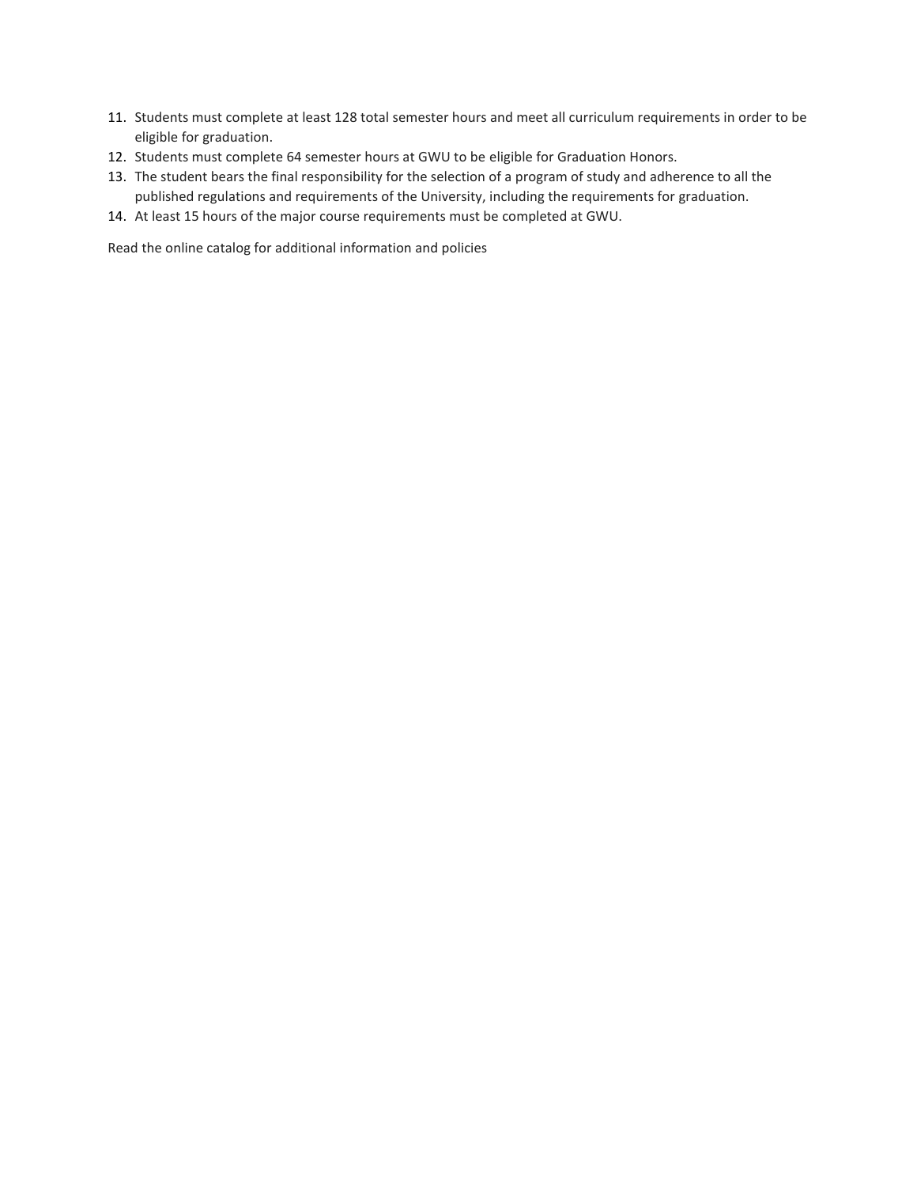11. Students must complete at least 128 total semester hours and meet all curriculum requirements in order to be eligible for graduation.
12. Students must complete 64 semester hours at GWU to be eligible for Graduation Honors.
13. The student bears the final responsibility for the selection of a program of study and adherence to all the published regulations and requirements of the University, including the requirements for graduation.
14. At least 15 hours of the major course requirements must be completed at GWU.

Read the online catalog for additional information and policies